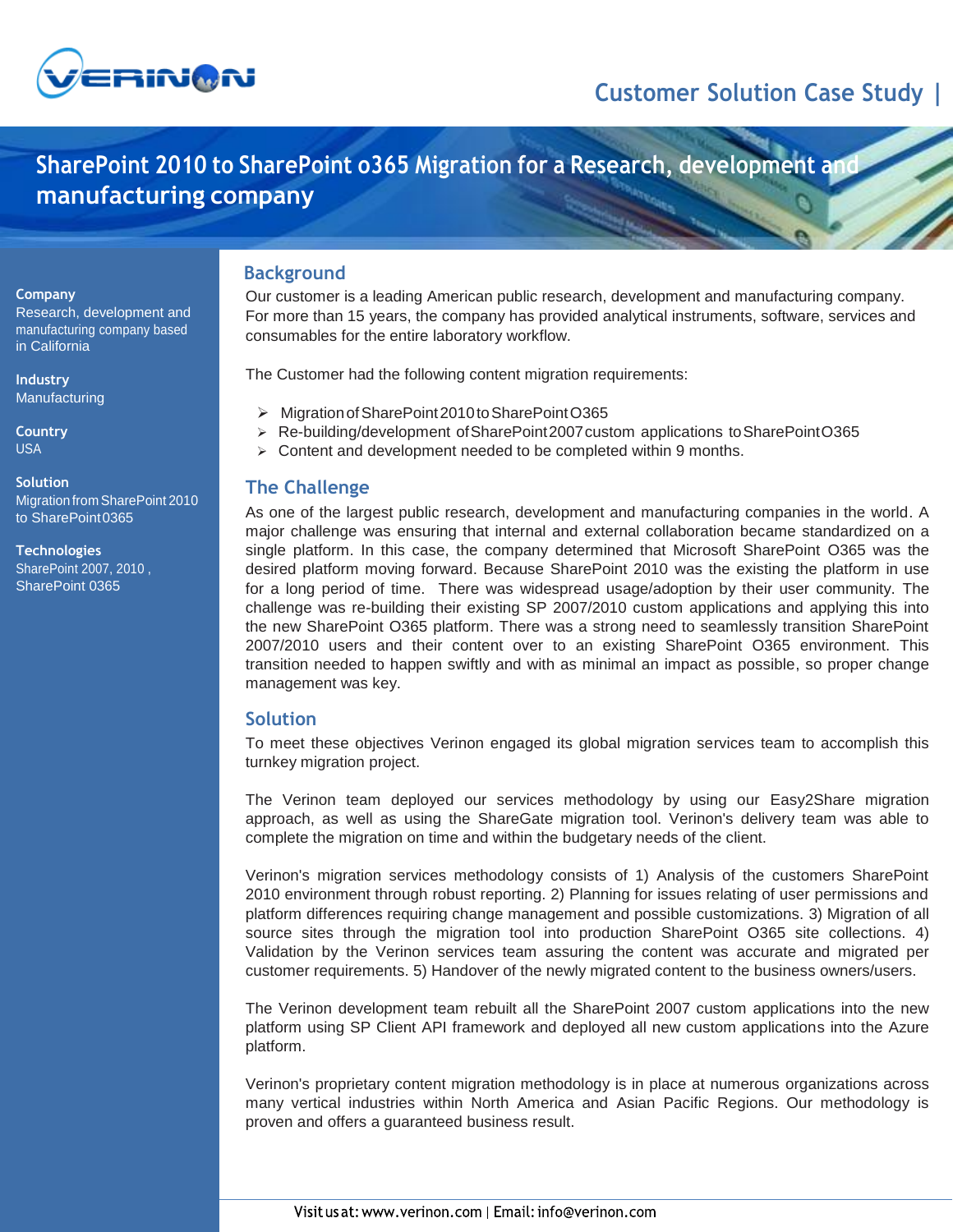Customer Solution Case Study |

# SharePoint 2010 to SharePoint o365 Migration for a Research, development and manufacturing company

**Company**
Research, development and manufacturing company based in California

**Industry**
Manufacturing

**Country**
USA

**Solution**
Migration from SharePoint 2010 to SharePoint 0365

**Technologies**
SharePoint 2007, 2010 , SharePoint 0365

## Background

Our customer is a leading American public research, development and manufacturing company. For more than 15 years, the company has provided analytical instruments, software, services and consumables for the entire laboratory workflow.

The Customer had the following content migration requirements:

- Migration of SharePoint 2010 to SharePoint O365
- Re-building/development of SharePoint 2007 custom applications to SharePoint O365
- Content and development needed to be completed within 9 months.

## The Challenge

As one of the largest public research, development and manufacturing companies in the world. A major challenge was ensuring that internal and external collaboration became standardized on a single platform. In this case, the company determined that Microsoft SharePoint O365 was the desired platform moving forward. Because SharePoint 2010 was the existing the platform in use for a long period of time. There was widespread usage/adoption by their user community. The challenge was re-building their existing SP 2007/2010 custom applications and applying this into the new SharePoint O365 platform. There was a strong need to seamlessly transition SharePoint 2007/2010 users and their content over to an existing SharePoint O365 environment. This transition needed to happen swiftly and with as minimal an impact as possible, so proper change management was key.

## Solution

To meet these objectives Verinon engaged its global migration services team to accomplish this turnkey migration project.

The Verinon team deployed our services methodology by using our Easy2Share migration approach, as well as using the ShareGate migration tool. Verinon's delivery team was able to complete the migration on time and within the budgetary needs of the client.

Verinon's migration services methodology consists of 1) Analysis of the customers SharePoint 2010 environment through robust reporting. 2) Planning for issues relating of user permissions and platform differences requiring change management and possible customizations. 3) Migration of all source sites through the migration tool into production SharePoint O365 site collections. 4) Validation by the Verinon services team assuring the content was accurate and migrated per customer requirements. 5) Handover of the newly migrated content to the business owners/users.

The Verinon development team rebuilt all the SharePoint 2007 custom applications into the new platform using SP Client API framework and deployed all new custom applications into the Azure platform.

Verinon's proprietary content migration methodology is in place at numerous organizations across many vertical industries within North America and Asian Pacific Regions. Our methodology is proven and offers a guaranteed business result.

Visit us at: www.verinon.com | Email: info@verinon.com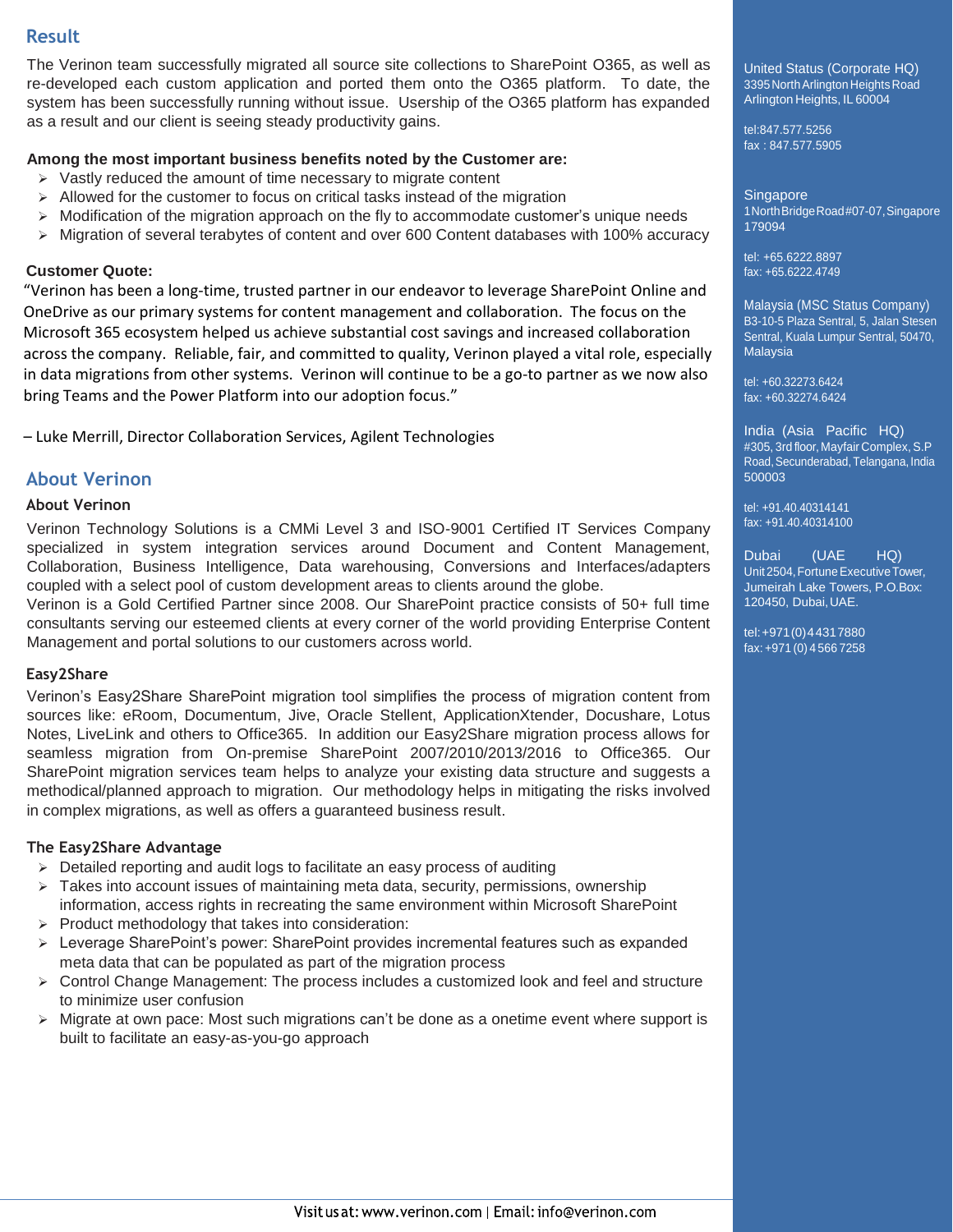## Result

The Verinon team successfully migrated all source site collections to SharePoint O365, as well as re-developed each custom application and ported them onto the O365 platform. To date, the system has been successfully running without issue. Usership of the O365 platform has expanded as a result and our client is seeing steady productivity gains.

**Among the most important business benefits noted by the Customer are:**

- Vastly reduced the amount of time necessary to migrate content
- Allowed for the customer to focus on critical tasks instead of the migration
- Modification of the migration approach on the fly to accommodate customer's unique needs
- Migration of several terabytes of content and over 600 Content databases with 100% accuracy

**Customer Quote:**

"Verinon has been a long-time, trusted partner in our endeavor to leverage SharePoint Online and OneDrive as our primary systems for content management and collaboration. The focus on the Microsoft 365 ecosystem helped us achieve substantial cost savings and increased collaboration across the company. Reliable, fair, and committed to quality, Verinon played a vital role, especially in data migrations from other systems. Verinon will continue to be a go-to partner as we now also bring Teams and the Power Platform into our adoption focus."

– Luke Merrill, Director Collaboration Services, Agilent Technologies

## About Verinon

### About Verinon

Verinon Technology Solutions is a CMMi Level 3 and ISO-9001 Certified IT Services Company specialized in system integration services around Document and Content Management, Collaboration, Business Intelligence, Data warehousing, Conversions and Interfaces/adapters coupled with a select pool of custom development areas to clients around the globe.
Verinon is a Gold Certified Partner since 2008. Our SharePoint practice consists of 50+ full time consultants serving our esteemed clients at every corner of the world providing Enterprise Content Management and portal solutions to our customers across world.

### Easy2Share

Verinon's Easy2Share SharePoint migration tool simplifies the process of migration content from sources like: eRoom, Documentum, Jive, Oracle Stellent, ApplicationXtender, Docushare, Lotus Notes, LiveLink and others to Office365. In addition our Easy2Share migration process allows for seamless migration from On-premise SharePoint 2007/2010/2013/2016 to Office365. Our SharePoint migration services team helps to analyze your existing data structure and suggests a methodical/planned approach to migration. Our methodology helps in mitigating the risks involved in complex migrations, as well as offers a guaranteed business result.

### The Easy2Share Advantage

- Detailed reporting and audit logs to facilitate an easy process of auditing
- Takes into account issues of maintaining meta data, security, permissions, ownership information, access rights in recreating the same environment within Microsoft SharePoint
- Product methodology that takes into consideration:
- Leverage SharePoint's power: SharePoint provides incremental features such as expanded meta data that can be populated as part of the migration process
- Control Change Management: The process includes a customized look and feel and structure to minimize user confusion
- Migrate at own pace: Most such migrations can't be done as a onetime event where support is built to facilitate an easy-as-you-go approach

United Status (Corporate HQ)
3395 North Arlington Heights Road
Arlington Heights, IL 60004

tel:847.577.5256
fax : 847.577.5905

Singapore
1 North Bridge Road #07-07, Singapore 179094

tel: +65.6222.8897
fax: +65.6222.4749

Malaysia (MSC Status Company)
B3-10-5 Plaza Sentral, 5, Jalan Stesen Sentral, Kuala Lumpur Sentral, 50470, Malaysia

tel: +60.32273.6424
fax: +60.32274.6424

India (Asia Pacific HQ)
#305, 3rd floor, Mayfair Complex, S.P Road, Secunderabad, Telangana, India 500003

tel: +91.40.40314141
fax: +91.40.40314100

Dubai (UAE HQ)
Unit 2504, Fortune Executive Tower, Jumeirah Lake Towers, P.O.Box: 120450, Dubai, UAE.

tel: +971 (0) 4 431 7880
fax: +971 (0) 4 566 7258

Visit us at: www.verinon.com | Email: info@verinon.com